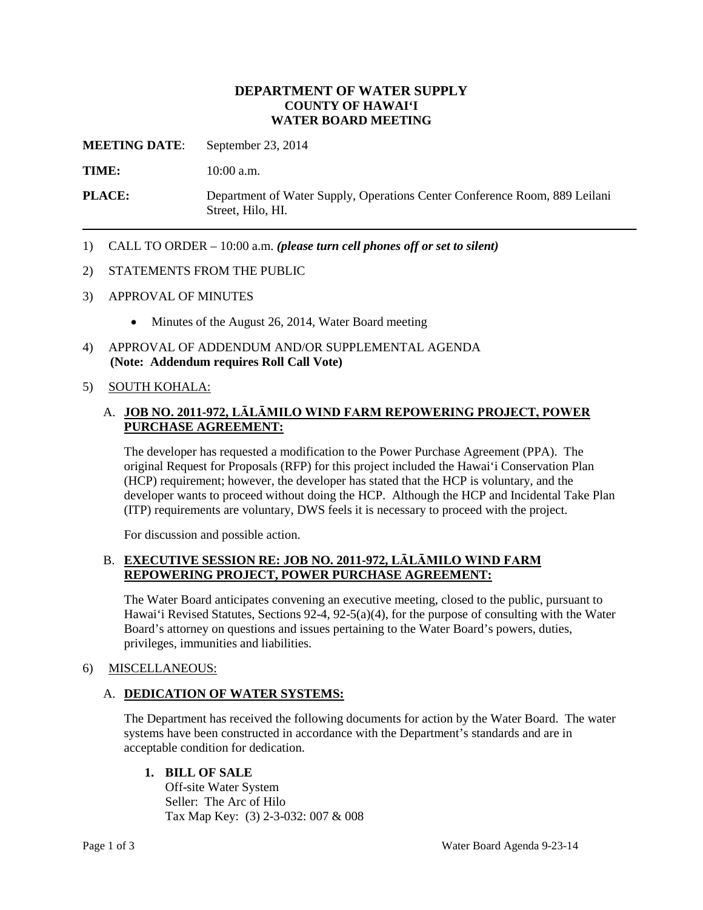# DEPARTMENT OF WATER SUPPLY
## COUNTY OF HAWAIʻI
## WATER BOARD MEETING

**MEETING DATE**: September 23, 2014

**TIME:** 10:00 a.m.

**PLACE:** Department of Water Supply, Operations Center Conference Room, 889 Leilani Street, Hilo, HI.

---

1) CALL TO ORDER – 10:00 a.m. ***(please turn cell phones off or set to silent)***

2) STATEMENTS FROM THE PUBLIC

3) APPROVAL OF MINUTES

   - Minutes of the August 26, 2014, Water Board meeting

4) APPROVAL OF ADDENDUM AND/OR SUPPLEMENTAL AGENDA
   **(Note: Addendum requires Roll Call Vote)**

5) <u>SOUTH KOHALA:</u>

   A. **<u>JOB NO. 2011-972, LĀLĀMILO WIND FARM REPOWERING PROJECT, POWER PURCHASE AGREEMENT:</u>**

   The developer has requested a modification to the Power Purchase Agreement (PPA). The original Request for Proposals (RFP) for this project included the Hawaiʻi Conservation Plan (HCP) requirement; however, the developer has stated that the HCP is voluntary, and the developer wants to proceed without doing the HCP. Although the HCP and Incidental Take Plan (ITP) requirements are voluntary, DWS feels it is necessary to proceed with the project.

   For discussion and possible action.

   B. **<u>EXECUTIVE SESSION RE: JOB NO. 2011-972, LĀLĀMILO WIND FARM REPOWERING PROJECT, POWER PURCHASE AGREEMENT:</u>**

   The Water Board anticipates convening an executive meeting, closed to the public, pursuant to Hawaiʻi Revised Statutes, Sections 92-4, 92-5(a)(4), for the purpose of consulting with the Water Board's attorney on questions and issues pertaining to the Water Board's powers, duties, privileges, immunities and liabilities.

6) <u>MISCELLANEOUS:</u>

   A. **<u>DEDICATION OF WATER SYSTEMS:</u>**

   The Department has received the following documents for action by the Water Board. The water systems have been constructed in accordance with the Department's standards and are in acceptable condition for dedication.

   **1. BILL OF SALE**
   Off-site Water System
   Seller: The Arc of Hilo
   Tax Map Key: (3) 2-3-032: 007 & 008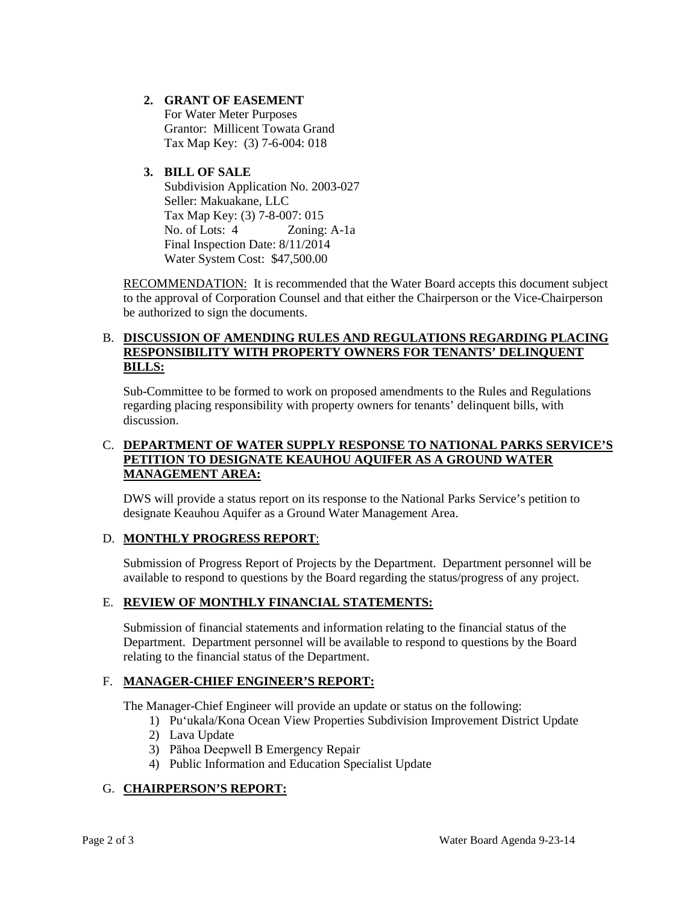**2. GRANT OF EASEMENT**
For Water Meter Purposes
Grantor: Millicent Towata Grand
Tax Map Key: (3) 7-6-004: 018

**3. BILL OF SALE**
Subdivision Application No. 2003-027
Seller: Makuakane, LLC
Tax Map Key: (3) 7-8-007: 015
No. of Lots: 4 Zoning: A-1a
Final Inspection Date: 8/11/2014
Water System Cost: $47,500.00

RECOMMENDATION: It is recommended that the Water Board accepts this document subject to the approval of Corporation Counsel and that either the Chairperson or the Vice-Chairperson be authorized to sign the documents.

B. **DISCUSSION OF AMENDING RULES AND REGULATIONS REGARDING PLACING RESPONSIBILITY WITH PROPERTY OWNERS FOR TENANTS' DELINQUENT BILLS:**

Sub-Committee to be formed to work on proposed amendments to the Rules and Regulations regarding placing responsibility with property owners for tenants' delinquent bills, with discussion.

C. **DEPARTMENT OF WATER SUPPLY RESPONSE TO NATIONAL PARKS SERVICE'S PETITION TO DESIGNATE KEAUHOU AQUIFER AS A GROUND WATER MANAGEMENT AREA:**

DWS will provide a status report on its response to the National Parks Service's petition to designate Keauhou Aquifer as a Ground Water Management Area.

D. **MONTHLY PROGRESS REPORT**:

Submission of Progress Report of Projects by the Department. Department personnel will be available to respond to questions by the Board regarding the status/progress of any project.

E. **REVIEW OF MONTHLY FINANCIAL STATEMENTS:**

Submission of financial statements and information relating to the financial status of the Department. Department personnel will be available to respond to questions by the Board relating to the financial status of the Department.

F. **MANAGER-CHIEF ENGINEER'S REPORT:**

The Manager-Chief Engineer will provide an update or status on the following:

1) Pu'ukala/Kona Ocean View Properties Subdivision Improvement District Update
2) Lava Update
3) Pāhoa Deepwell B Emergency Repair
4) Public Information and Education Specialist Update

G. **CHAIRPERSON'S REPORT:**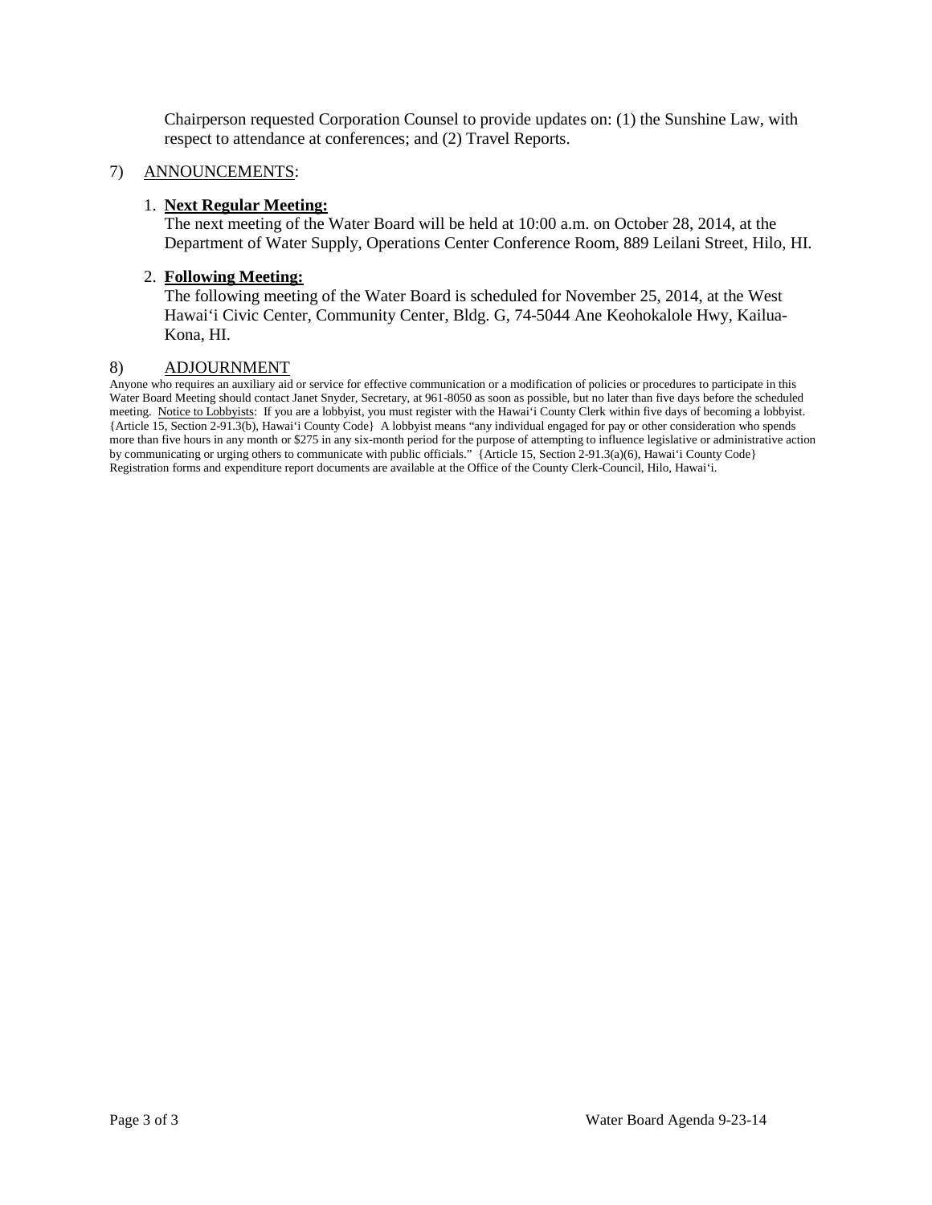Chairperson requested Corporation Counsel to provide updates on: (1) the Sunshine Law, with respect to attendance at conferences; and (2) Travel Reports.

7) ANNOUNCEMENTS:

1. **Next Regular Meeting:**
   The next meeting of the Water Board will be held at 10:00 a.m. on October 28, 2014, at the Department of Water Supply, Operations Center Conference Room, 889 Leilani Street, Hilo, HI.

2. **Following Meeting:**
   The following meeting of the Water Board is scheduled for November 25, 2014, at the West Hawai‘i Civic Center, Community Center, Bldg. G, 74-5044 Ane Keohokalole Hwy, Kailua-Kona, HI.

8) ADJOURNMENT

Anyone who requires an auxiliary aid or service for effective communication or a modification of policies or procedures to participate in this Water Board Meeting should contact Janet Snyder, Secretary, at 961-8050 as soon as possible, but no later than five days before the scheduled meeting. Notice to Lobbyists: If you are a lobbyist, you must register with the Hawai‘i County Clerk within five days of becoming a lobbyist. {Article 15, Section 2-91.3(b), Hawai‘i County Code} A lobbyist means "any individual engaged for pay or other consideration who spends more than five hours in any month or $275 in any six-month period for the purpose of attempting to influence legislative or administrative action by communicating or urging others to communicate with public officials." {Article 15, Section 2-91.3(a)(6), Hawai‘i County Code} Registration forms and expenditure report documents are available at the Office of the County Clerk-Council, Hilo, Hawai‘i.